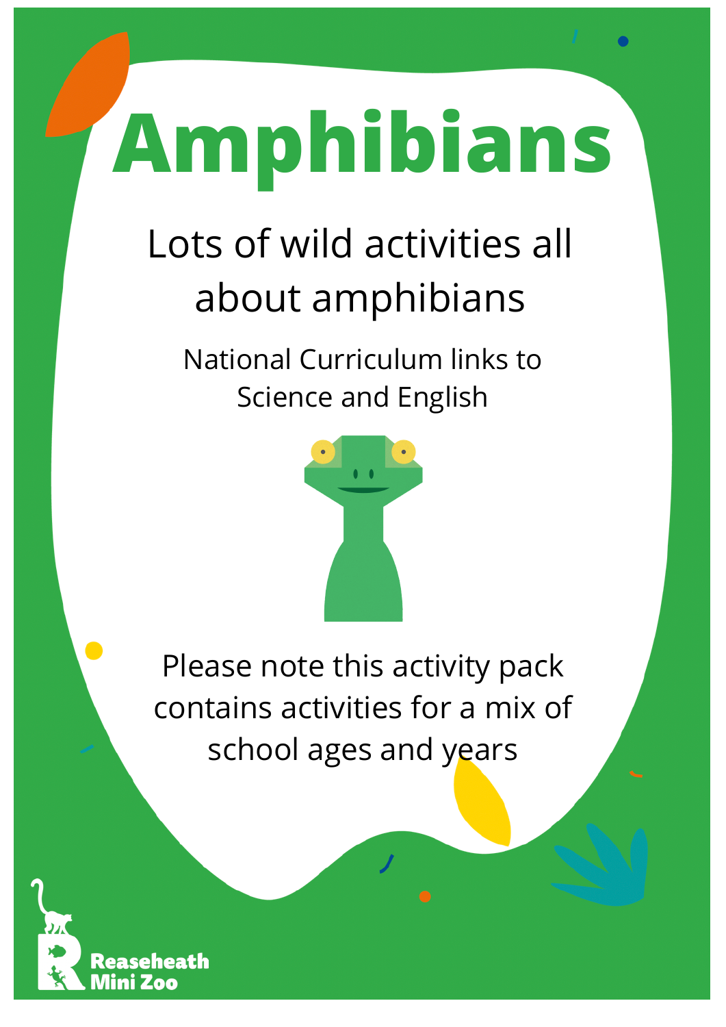# Amphibians

Lots of wild activities all about amphibians

National Curriculum links to Science and English

Please note this activity pack contains activities for a mix of school ages and years

Reaseheath Mini Zoo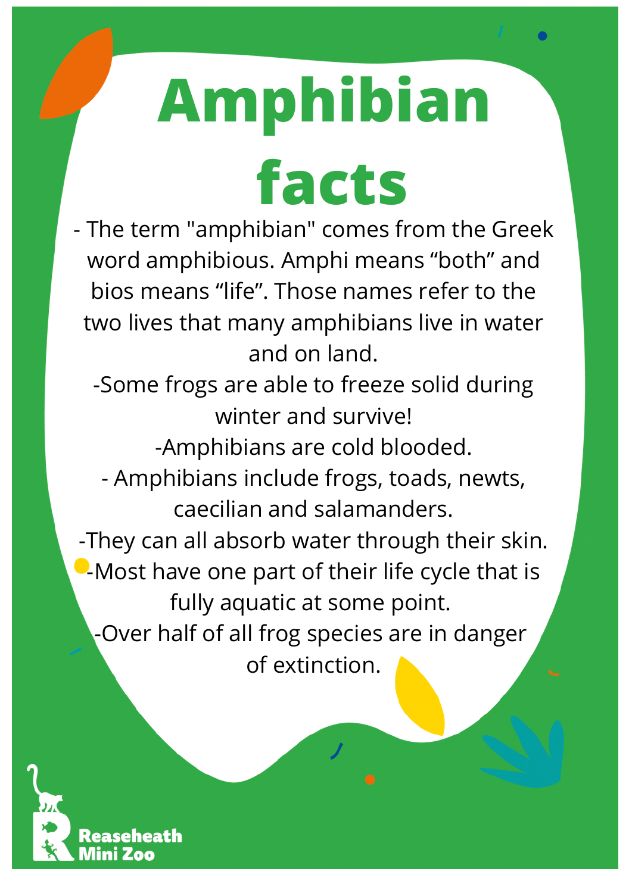# Amphibian facts

- The term "amphibian" comes from the Greek word amphibious. Amphi means “both” and bios means “life”. Those names refer to the two lives that many amphibians live in water and on land.
- Some frogs are able to freeze solid during winter and survive!
- Amphibians are cold blooded.
- Amphibians include frogs, toads, newts, caecilian and salamanders.
- They can all absorb water through their skin.
- Most have one part of their life cycle that is fully aquatic at some point.
- Over half of all frog species are in danger of extinction.

Reaseheath Mini Zoo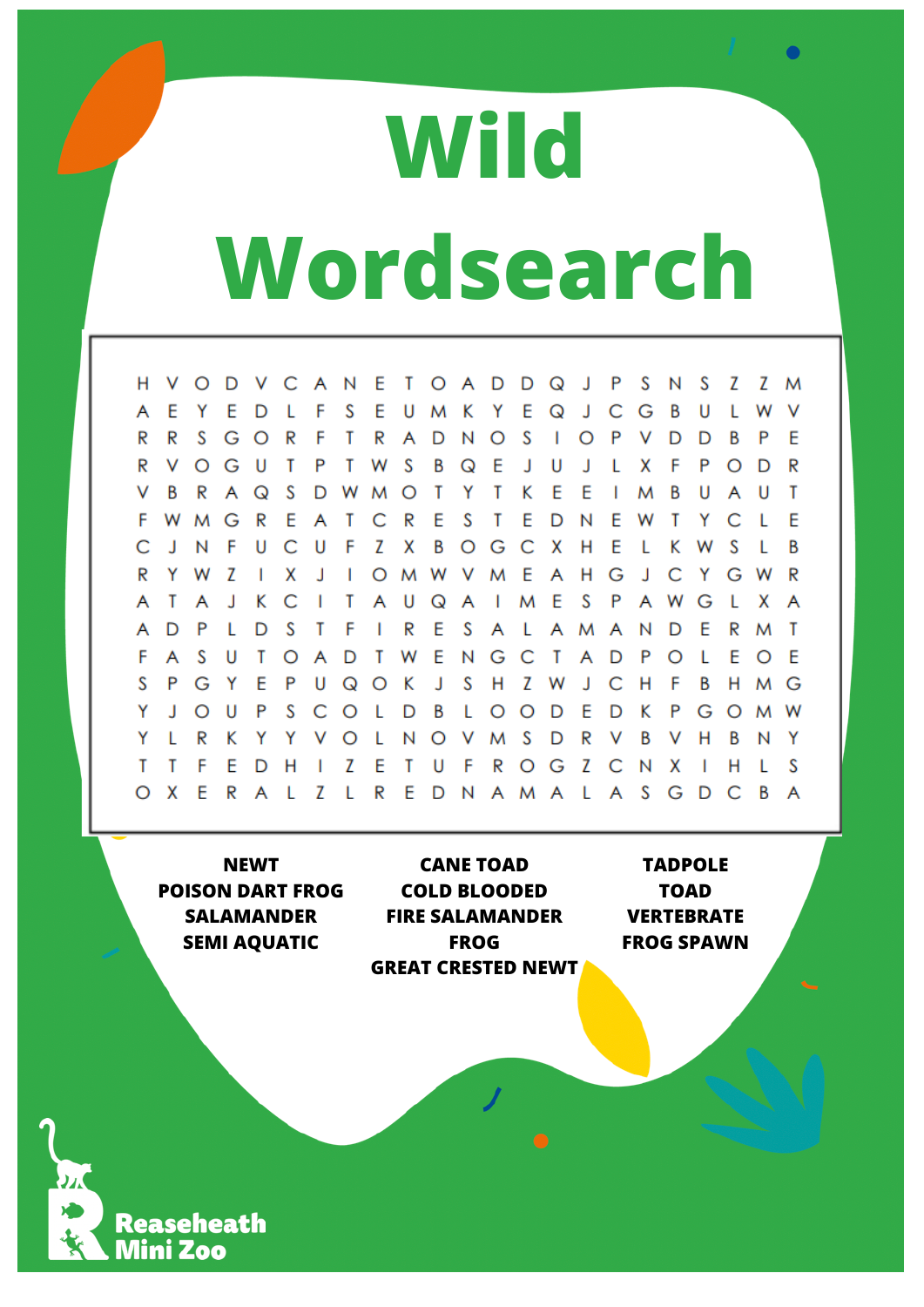# Wild Wordsearch

```
H V O D V C A N E T O A D D Q J P S N S Z Z M
A E Y E D L F S E U M K Y E Q J C G B U L W V
R R S G O R F T R A D N O S I O P V D D B P E
R V O G U T P T W S B Q E J U J L X F P O D R
V B R A Q S D W M O T Y T K E E I M B U A U T
F W M G R E A T C R E S T E D N E W T Y C L E
C J N F U C U F Z X B O G C X H E L K W S L B
R Y W Z I X J I O M W V M E A H G J C Y G W R
A T A J K C I T A U Q A I M E S P A W G L X A
A D P L D S T F I R E S A L A M A N D E R M T
F A S U T O A D T W E N G C T A D P O L E O E
S P G Y E P U Q O K J S H Z W J C H F B H M G
Y J O U P S C O L D B L O O D E D K P G O M W
Y L R K Y Y V O L N O V M S D R V B V H B N Y
T T F E D H I Z E T U F R O G Z C N X I H L S
O X E R A L Z L R E D N A M A L A S G D C B A
```

**NEWT**
**POISON DART FROG**
**SALAMANDER**
**SEMI AQUATIC**
**CANE TOAD**
**COLD BLOODED**
**FIRE SALAMANDER**
**FROG**
**GREAT CRESTED NEWT**
**TADPOLE**
**TOAD**
**VERTEBRATE**
**FROG SPAWN**

Reaseheath Mini Zoo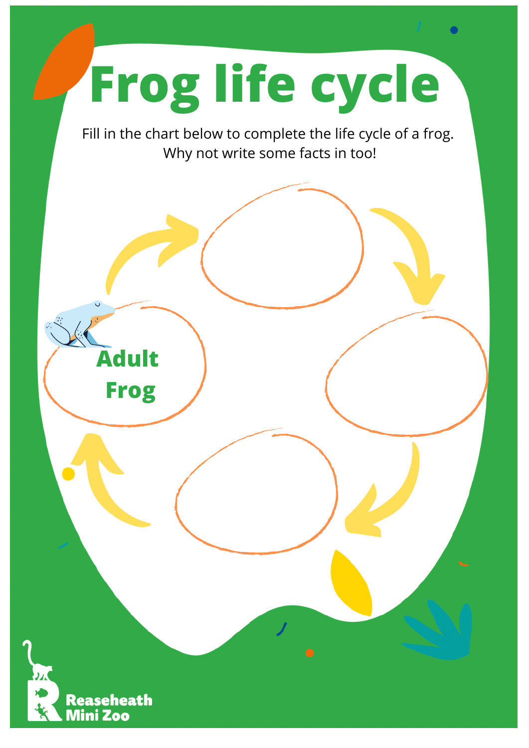# Frog life cycle

Fill in the chart below to complete the life cycle of a frog.
Why not write some facts in too!

**Adult Frog**

Reaseheath Mini Zoo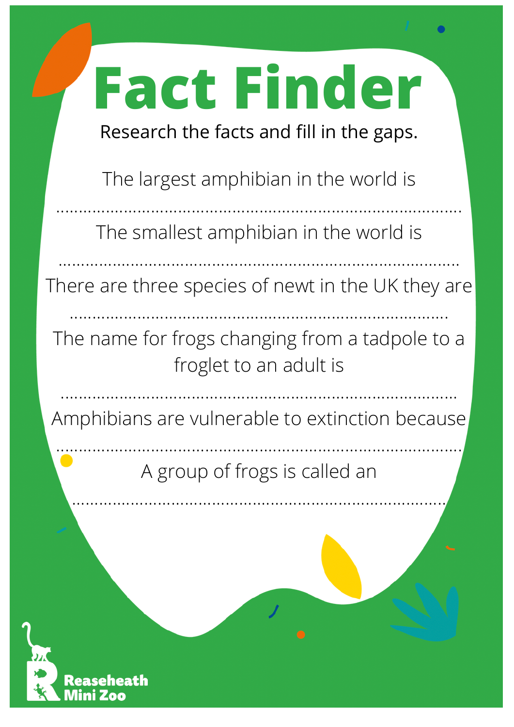# Fact Finder

Research the facts and fill in the gaps.

The largest amphibian in the world is

.......................................................................................

The smallest amphibian in the world is

.......................................................................................

There are three species of newt in the UK they are

.......................................................................................

The name for frogs changing from a tadpole to a froglet to an adult is

.......................................................................................

Amphibians are vulnerable to extinction because

.......................................................................................

A group of frogs is called an

.......................................................................................

Reaseheath Mini Zoo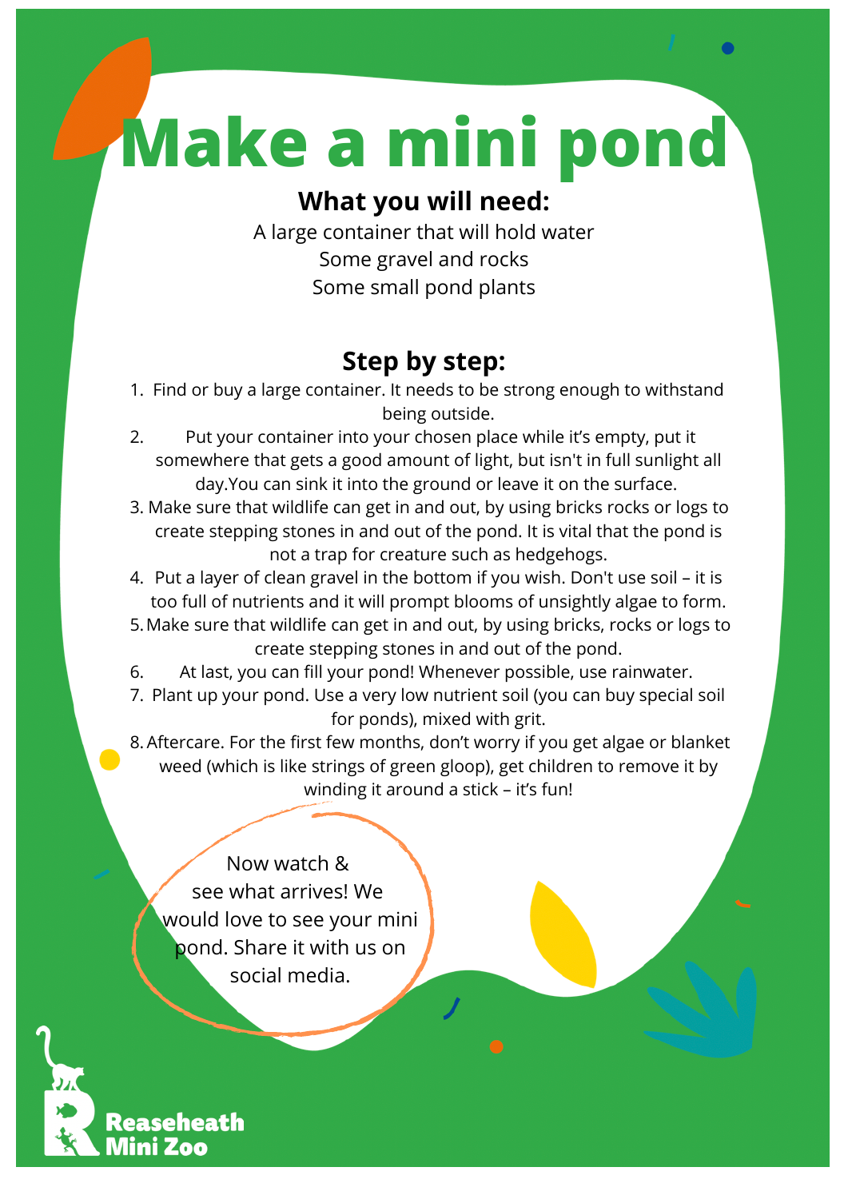# Make a mini pond

## What you will need:

A large container that will hold water
Some gravel and rocks
Some small pond plants

## Step by step:

1. Find or buy a large container. It needs to be strong enough to withstand being outside.
2. Put your container into your chosen place while it's empty, put it somewhere that gets a good amount of light, but isn't in full sunlight all day.You can sink it into the ground or leave it on the surface.
3. Make sure that wildlife can get in and out, by using bricks rocks or logs to create stepping stones in and out of the pond. It is vital that the pond is not a trap for creature such as hedgehogs.
4. Put a layer of clean gravel in the bottom if you wish. Don't use soil – it is too full of nutrients and it will prompt blooms of unsightly algae to form.
5. Make sure that wildlife can get in and out, by using bricks, rocks or logs to create stepping stones in and out of the pond.
6. At last, you can fill your pond! Whenever possible, use rainwater.
7. Plant up your pond. Use a very low nutrient soil (you can buy special soil for ponds), mixed with grit.
8. Aftercare. For the first few months, don't worry if you get algae or blanket weed (which is like strings of green gloop), get children to remove it by winding it around a stick – it's fun!

Now watch & see what arrives! We would love to see your mini pond. Share it with us on social media.

Reaseheath Mini Zoo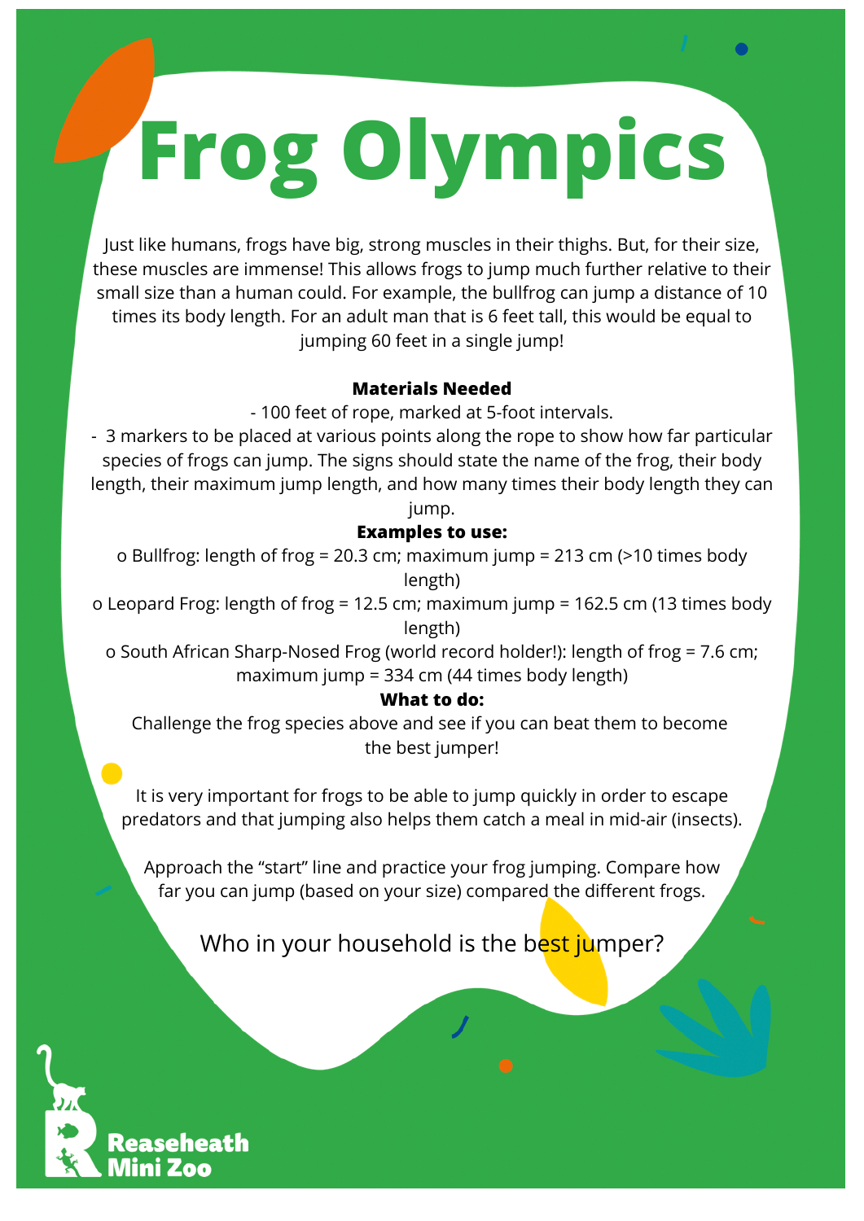# Frog Olympics

Just like humans, frogs have big, strong muscles in their thighs. But, for their size, these muscles are immense! This allows frogs to jump much further relative to their small size than a human could. For example, the bullfrog can jump a distance of 10 times its body length. For an adult man that is 6 feet tall, this would be equal to jumping 60 feet in a single jump!

**Materials Needed**

- 100 feet of rope, marked at 5-foot intervals.
- 3 markers to be placed at various points along the rope to show how far particular species of frogs can jump. The signs should state the name of the frog, their body length, their maximum jump length, and how many times their body length they can jump.

**Examples to use:**

- Bullfrog: length of frog = 20.3 cm; maximum jump = 213 cm (>10 times body length)
- Leopard Frog: length of frog = 12.5 cm; maximum jump = 162.5 cm (13 times body length)
- South African Sharp-Nosed Frog (world record holder!): length of frog = 7.6 cm; maximum jump = 334 cm (44 times body length)

**What to do:**

Challenge the frog species above and see if you can beat them to become the best jumper!

It is very important for frogs to be able to jump quickly in order to escape predators and that jumping also helps them catch a meal in mid-air (insects).

Approach the "start" line and practice your frog jumping. Compare how far you can jump (based on your size) compared the different frogs.

Who in your household is the best jumper?

Reaseheath Mini Zoo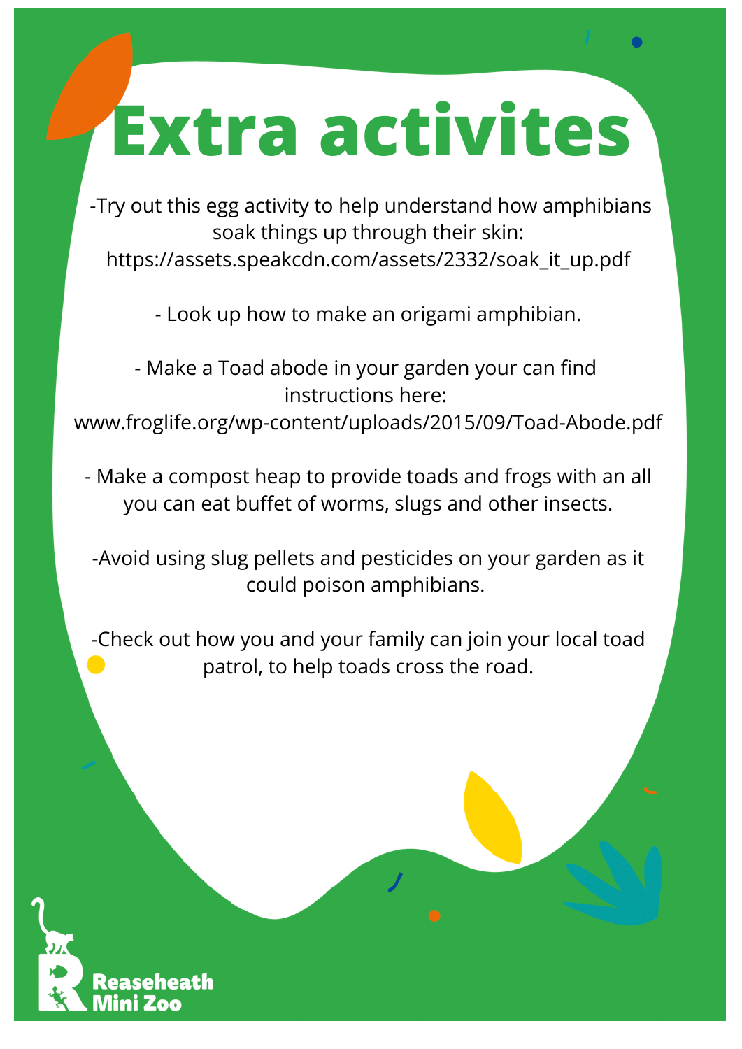# Extra activites

-Try out this egg activity to help understand how amphibians soak things up through their skin: https://assets.speakcdn.com/assets/2332/soak_it_up.pdf

- Look up how to make an origami amphibian.

- Make a Toad abode in your garden your can find instructions here: www.froglife.org/wp-content/uploads/2015/09/Toad-Abode.pdf

- Make a compost heap to provide toads and frogs with an all you can eat buffet of worms, slugs and other insects.

-Avoid using slug pellets and pesticides on your garden as it could poison amphibians.

-Check out how you and your family can join your local toad patrol, to help toads cross the road.

Reaseheath Mini Zoo